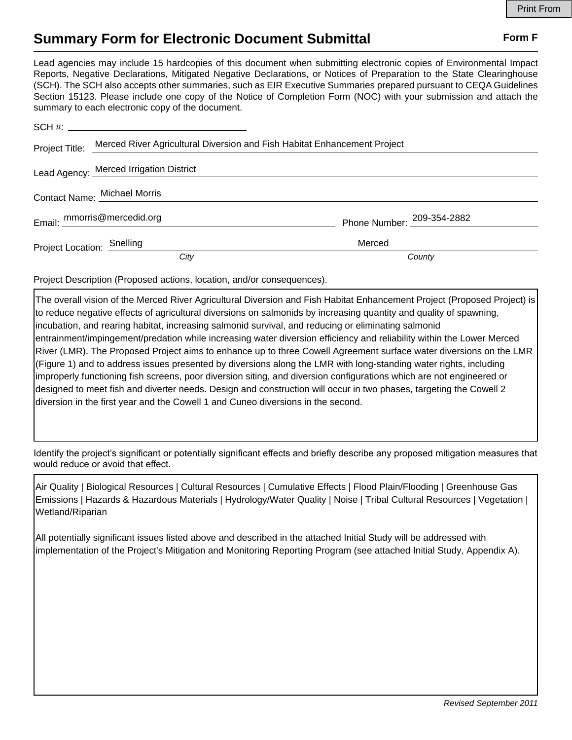Print From

# Summary Form for Electronic Document Submittal

**Form F**

Lead agencies may include 15 hardcopies of this document when submitting electronic copies of Environmental Impact Reports, Negative Declarations, Mitigated Negative Declarations, or Notices of Preparation to the State Clearinghouse (SCH). The SCH also accepts other summaries, such as EIR Executive Summaries prepared pursuant to CEQA Guidelines Section 15123. Please include one copy of the Notice of Completion Form (NOC) with your submission and attach the summary to each electronic copy of the document.

SCH #: 

Project Title: Merced River Agricultural Diversion and Fish Habitat Enhancement Project

Lead Agency: Merced Irrigation District

Contact Name: Michael Morris

Email: mmorris@mercedid.org Phone Number: 209-354-2882

Project Location: Snelling (*City*) Merced (*County*)

Project Description (Proposed actions, location, and/or consequences).

The overall vision of the Merced River Agricultural Diversion and Fish Habitat Enhancement Project (Proposed Project) is to reduce negative effects of agricultural diversions on salmonids by increasing quantity and quality of spawning, incubation, and rearing habitat, increasing salmonid survival, and reducing or eliminating salmonid entrainment/impingement/predation while increasing water diversion efficiency and reliability within the Lower Merced River (LMR). The Proposed Project aims to enhance up to three Cowell Agreement surface water diversions on the LMR (Figure 1) and to address issues presented by diversions along the LMR with long-standing water rights, including improperly functioning fish screens, poor diversion siting, and diversion configurations which are not engineered or designed to meet fish and diverter needs. Design and construction will occur in two phases, targeting the Cowell 2 diversion in the first year and the Cowell 1 and Cuneo diversions in the second.

Identify the project's significant or potentially significant effects and briefly describe any proposed mitigation measures that would reduce or avoid that effect.

Air Quality | Biological Resources | Cultural Resources | Cumulative Effects | Flood Plain/Flooding | Greenhouse Gas Emissions | Hazards & Hazardous Materials | Hydrology/Water Quality | Noise | Tribal Cultural Resources | Vegetation | Wetland/Riparian

All potentially significant issues listed above and described in the attached Initial Study will be addressed with implementation of the Project's Mitigation and Monitoring Reporting Program (see attached Initial Study, Appendix A).

*Revised September 2011*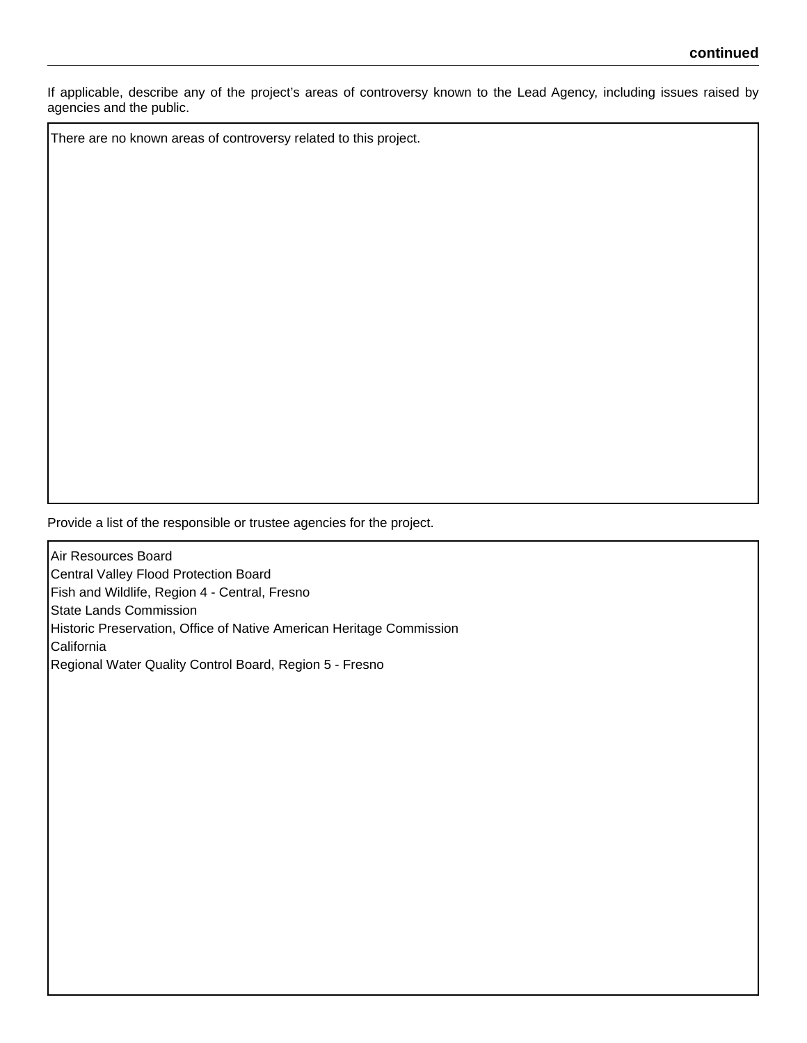**continued**

If applicable, describe any of the project's areas of controversy known to the Lead Agency, including issues raised by agencies and the public.

There are no known areas of controversy related to this project.

Provide a list of the responsible or trustee agencies for the project.

Air Resources Board
Central Valley Flood Protection Board
Fish and Wildlife, Region 4 - Central, Fresno
State Lands Commission
Historic Preservation, Office of Native American Heritage Commission
California
Regional Water Quality Control Board, Region 5 - Fresno